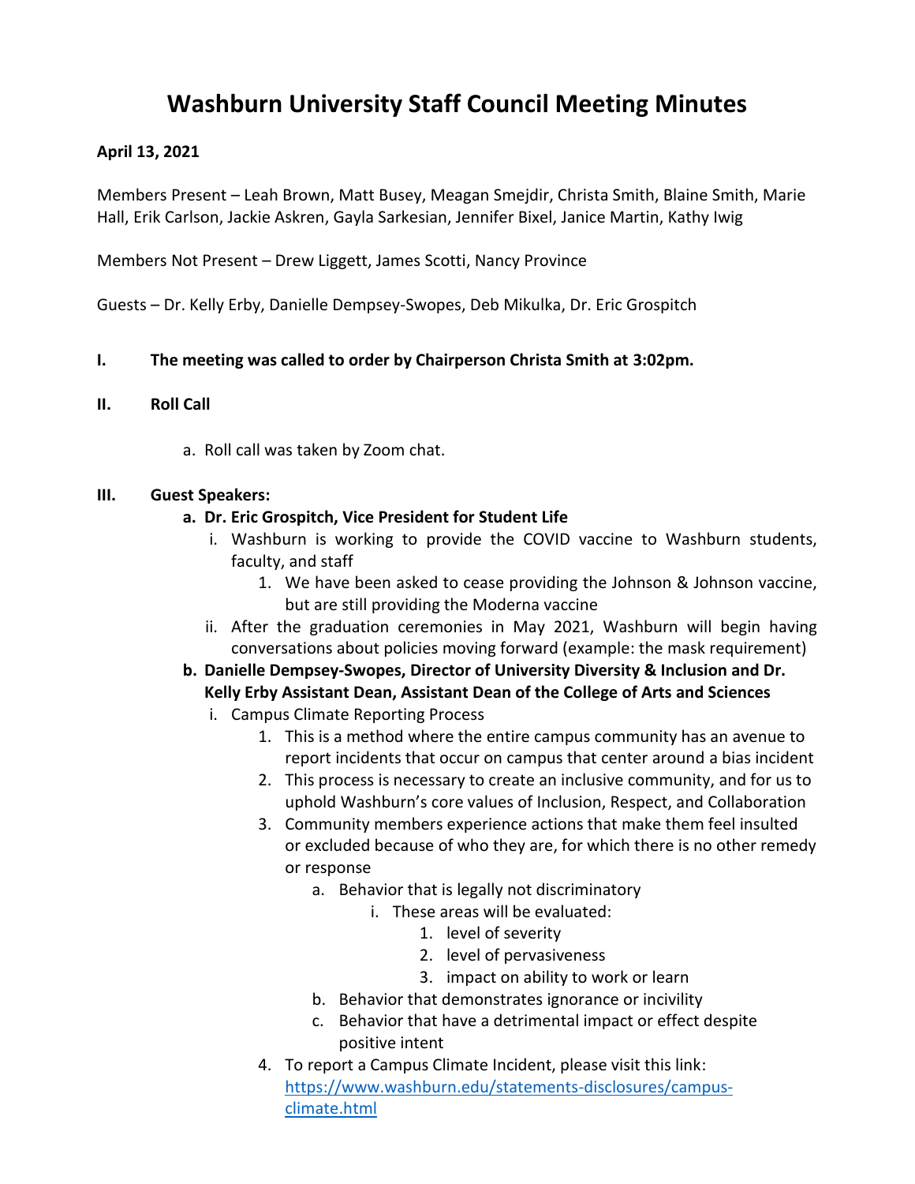# Washburn University Staff Council Meeting Minutes

**April 13, 2021**

Members Present – Leah Brown, Matt Busey, Meagan Smejdir, Christa Smith, Blaine Smith, Marie Hall, Erik Carlson, Jackie Askren, Gayla Sarkesian, Jennifer Bixel, Janice Martin, Kathy Iwig

Members Not Present – Drew Liggett, James Scotti, Nancy Province

Guests – Dr. Kelly Erby, Danielle Dempsey-Swopes, Deb Mikulka, Dr. Eric Grospitch

**I. The meeting was called to order by Chairperson Christa Smith at 3:02pm.**

**II. Roll Call**

a. Roll call was taken by Zoom chat.

**III. Guest Speakers:**

**a. Dr. Eric Grospitch, Vice President for Student Life**

i. Washburn is working to provide the COVID vaccine to Washburn students, faculty, and staff

1. We have been asked to cease providing the Johnson & Johnson vaccine, but are still providing the Moderna vaccine

ii. After the graduation ceremonies in May 2021, Washburn will begin having conversations about policies moving forward (example: the mask requirement)

**b. Danielle Dempsey-Swopes, Director of University Diversity & Inclusion and Dr. Kelly Erby Assistant Dean, Assistant Dean of the College of Arts and Sciences**

i. Campus Climate Reporting Process

1. This is a method where the entire campus community has an avenue to report incidents that occur on campus that center around a bias incident

2. This process is necessary to create an inclusive community, and for us to uphold Washburn's core values of Inclusion, Respect, and Collaboration

3. Community members experience actions that make them feel insulted or excluded because of who they are, for which there is no other remedy or response

a. Behavior that is legally not discriminatory

i. These areas will be evaluated:

1. level of severity

2. level of pervasiveness

3. impact on ability to work or learn

b. Behavior that demonstrates ignorance or incivility

c. Behavior that have a detrimental impact or effect despite positive intent

4. To report a Campus Climate Incident, please visit this link: [https://www.washburn.edu/statements-disclosures/campus-climate.html](https://www.washburn.edu/statements-disclosures/campus-climate.html)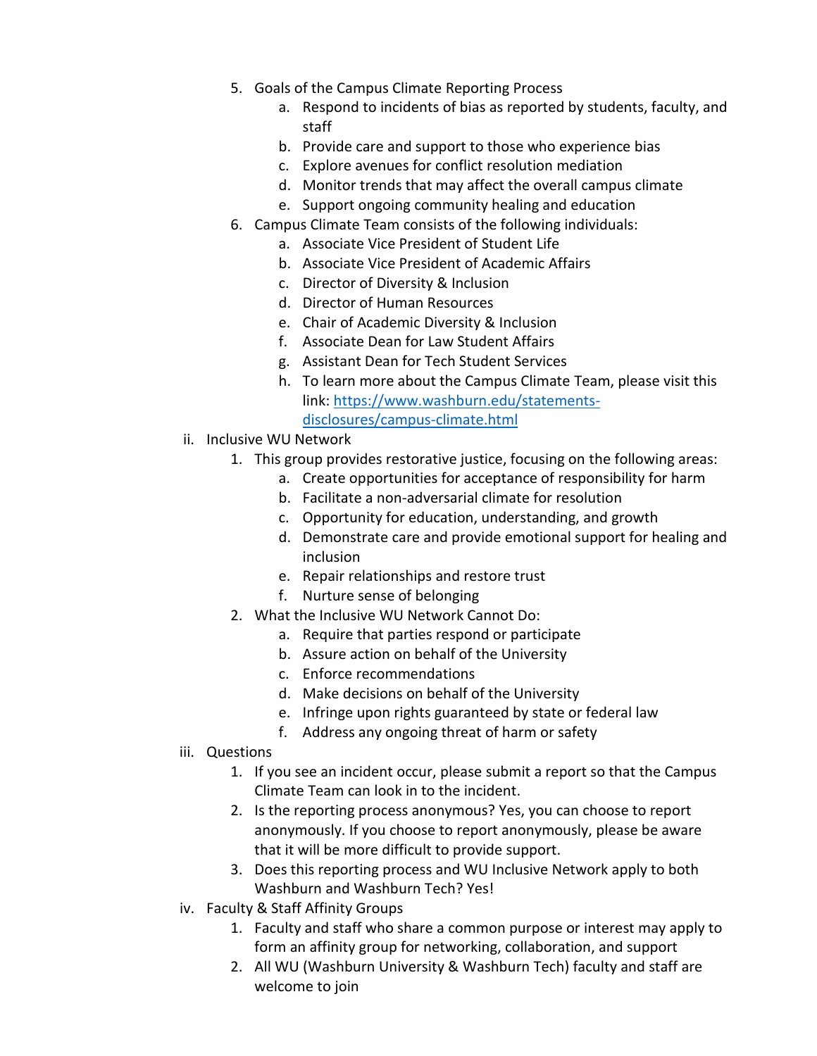5. Goals of the Campus Climate Reporting Process
    a. Respond to incidents of bias as reported by students, faculty, and staff
    b. Provide care and support to those who experience bias
    c. Explore avenues for conflict resolution mediation
    d. Monitor trends that may affect the overall campus climate
    e. Support ongoing community healing and education
6. Campus Climate Team consists of the following individuals:
    a. Associate Vice President of Student Life
    b. Associate Vice President of Academic Affairs
    c. Director of Diversity & Inclusion
    d. Director of Human Resources
    e. Chair of Academic Diversity & Inclusion
    f. Associate Dean for Law Student Affairs
    g. Assistant Dean for Tech Student Services
    h. To learn more about the Campus Climate Team, please visit this link: [https://www.washburn.edu/statements-disclosures/campus-climate.html](https://www.washburn.edu/statements-disclosures/campus-climate.html)

ii. Inclusive WU Network
1. This group provides restorative justice, focusing on the following areas:
    a. Create opportunities for acceptance of responsibility for harm
    b. Facilitate a non-adversarial climate for resolution
    c. Opportunity for education, understanding, and growth
    d. Demonstrate care and provide emotional support for healing and inclusion
    e. Repair relationships and restore trust
    f. Nurture sense of belonging
2. What the Inclusive WU Network Cannot Do:
    a. Require that parties respond or participate
    b. Assure action on behalf of the University
    c. Enforce recommendations
    d. Make decisions on behalf of the University
    e. Infringe upon rights guaranteed by state or federal law
    f. Address any ongoing threat of harm or safety

iii. Questions
1. If you see an incident occur, please submit a report so that the Campus Climate Team can look in to the incident.
2. Is the reporting process anonymous? Yes, you can choose to report anonymously. If you choose to report anonymously, please be aware that it will be more difficult to provide support.
3. Does this reporting process and WU Inclusive Network apply to both Washburn and Washburn Tech? Yes!

iv. Faculty & Staff Affinity Groups
1. Faculty and staff who share a common purpose or interest may apply to form an affinity group for networking, collaboration, and support
2. All WU (Washburn University & Washburn Tech) faculty and staff are welcome to join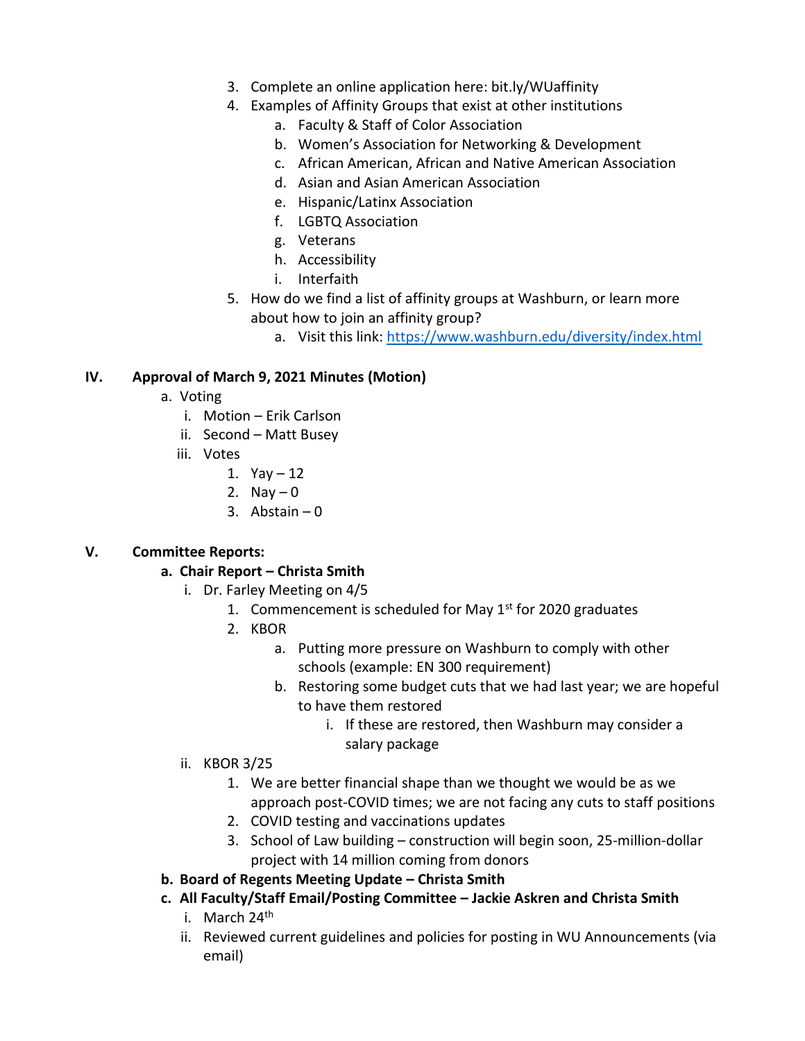3. Complete an online application here: bit.ly/WUaffinity
4. Examples of Affinity Groups that exist at other institutions
    a. Faculty & Staff of Color Association
    b. Women's Association for Networking & Development
    c. African American, African and Native American Association
    d. Asian and Asian American Association
    e. Hispanic/Latinx Association
    f. LGBTQ Association
    g. Veterans
    h. Accessibility
    i. Interfaith
5. How do we find a list of affinity groups at Washburn, or learn more about how to join an affinity group?
    a. Visit this link: https://www.washburn.edu/diversity/index.html

## IV. Approval of March 9, 2021 Minutes (Motion)

a. Voting
    i. Motion – Erik Carlson
    ii. Second – Matt Busey
    iii. Votes
        1. Yay – 12
        2. Nay – 0
        3. Abstain – 0

## V. Committee Reports:

**a. Chair Report – Christa Smith**

i. Dr. Farley Meeting on 4/5
    1. Commencement is scheduled for May 1st for 2020 graduates
    2. KBOR
        a. Putting more pressure on Washburn to comply with other schools (example: EN 300 requirement)
        b. Restoring some budget cuts that we had last year; we are hopeful to have them restored
            i. If these are restored, then Washburn may consider a salary package

ii. KBOR 3/25
    1. We are better financial shape than we thought we would be as we approach post-COVID times; we are not facing any cuts to staff positions
    2. COVID testing and vaccinations updates
    3. School of Law building – construction will begin soon, 25-million-dollar project with 14 million coming from donors

**b. Board of Regents Meeting Update – Christa Smith**

**c. All Faculty/Staff Email/Posting Committee – Jackie Askren and Christa Smith**

i. March 24th
ii. Reviewed current guidelines and policies for posting in WU Announcements (via email)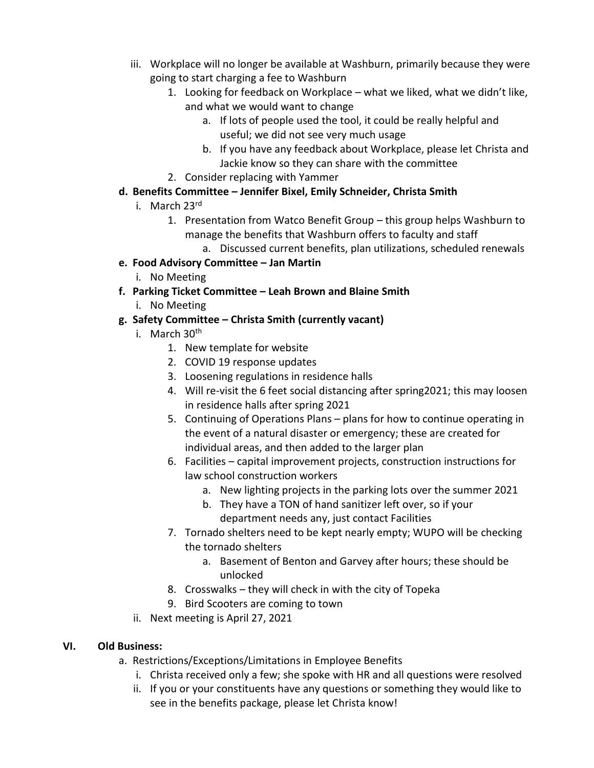iii. Workplace will no longer be available at Washburn, primarily because they were going to start charging a fee to Washburn
   1. Looking for feedback on Workplace – what we liked, what we didn't like, and what we would want to change
      a. If lots of people used the tool, it could be really helpful and useful; we did not see very much usage
      b. If you have any feedback about Workplace, please let Christa and Jackie know so they can share with the committee
   2. Consider replacing with Yammer

**d. Benefits Committee – Jennifer Bixel, Emily Schneider, Christa Smith**

i. March 23rd
   1. Presentation from Watco Benefit Group – this group helps Washburn to manage the benefits that Washburn offers to faculty and staff
      a. Discussed current benefits, plan utilizations, scheduled renewals

**e. Food Advisory Committee – Jan Martin**

i. No Meeting

**f. Parking Ticket Committee – Leah Brown and Blaine Smith**

i. No Meeting

**g. Safety Committee – Christa Smith (currently vacant)**

i. March 30th
   1. New template for website
   2. COVID 19 response updates
   3. Loosening regulations in residence halls
   4. Will re-visit the 6 feet social distancing after spring2021; this may loosen in residence halls after spring 2021
   5. Continuing of Operations Plans – plans for how to continue operating in the event of a natural disaster or emergency; these are created for individual areas, and then added to the larger plan
   6. Facilities – capital improvement projects, construction instructions for law school construction workers
      a. New lighting projects in the parking lots over the summer 2021
      b. They have a TON of hand sanitizer left over, so if your department needs any, just contact Facilities
   7. Tornado shelters need to be kept nearly empty; WUPO will be checking the tornado shelters
      a. Basement of Benton and Garvey after hours; these should be unlocked
   8. Crosswalks – they will check in with the city of Topeka
   9. Bird Scooters are coming to town

ii. Next meeting is April 27, 2021

## VI. Old Business:

a. Restrictions/Exceptions/Limitations in Employee Benefits
   i. Christa received only a few; she spoke with HR and all questions were resolved
   ii. If you or your constituents have any questions or something they would like to see in the benefits package, please let Christa know!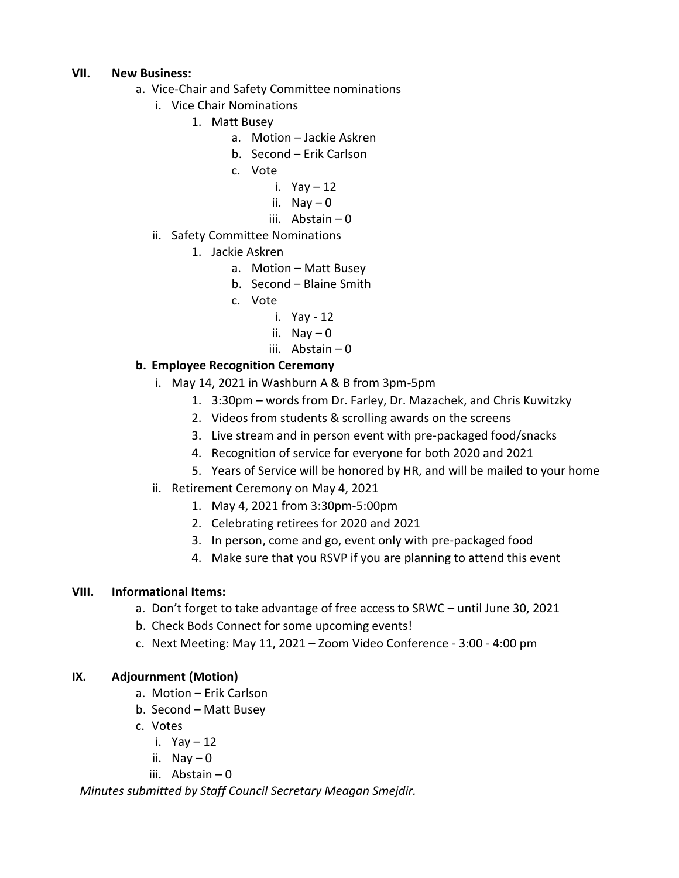**VII. New Business:**

a. Vice-Chair and Safety Committee nominations
   i. Vice Chair Nominations
      1. Matt Busey
         a. Motion – Jackie Askren
         b. Second – Erik Carlson
         c. Vote
            i. Yay – 12
            ii. Nay – 0
            iii. Abstain – 0
   ii. Safety Committee Nominations
      1. Jackie Askren
         a. Motion – Matt Busey
         b. Second – Blaine Smith
         c. Vote
            i. Yay - 12
            ii. Nay – 0
            iii. Abstain – 0

**b. Employee Recognition Ceremony**
   i. May 14, 2021 in Washburn A & B from 3pm-5pm
      1. 3:30pm – words from Dr. Farley, Dr. Mazachek, and Chris Kuwitzky
      2. Videos from students & scrolling awards on the screens
      3. Live stream and in person event with pre-packaged food/snacks
      4. Recognition of service for everyone for both 2020 and 2021
      5. Years of Service will be honored by HR, and will be mailed to your home
   ii. Retirement Ceremony on May 4, 2021
      1. May 4, 2021 from 3:30pm-5:00pm
      2. Celebrating retirees for 2020 and 2021
      3. In person, come and go, event only with pre-packaged food
      4. Make sure that you RSVP if you are planning to attend this event

**VIII. Informational Items:**

a. Don't forget to take advantage of free access to SRWC – until June 30, 2021
b. Check Bods Connect for some upcoming events!
c. Next Meeting: May 11, 2021 – Zoom Video Conference - 3:00 - 4:00 pm

**IX. Adjournment (Motion)**

a. Motion – Erik Carlson
b. Second – Matt Busey
c. Votes
   i. Yay – 12
   ii. Nay – 0
   iii. Abstain – 0

*Minutes submitted by Staff Council Secretary Meagan Smejdir.*